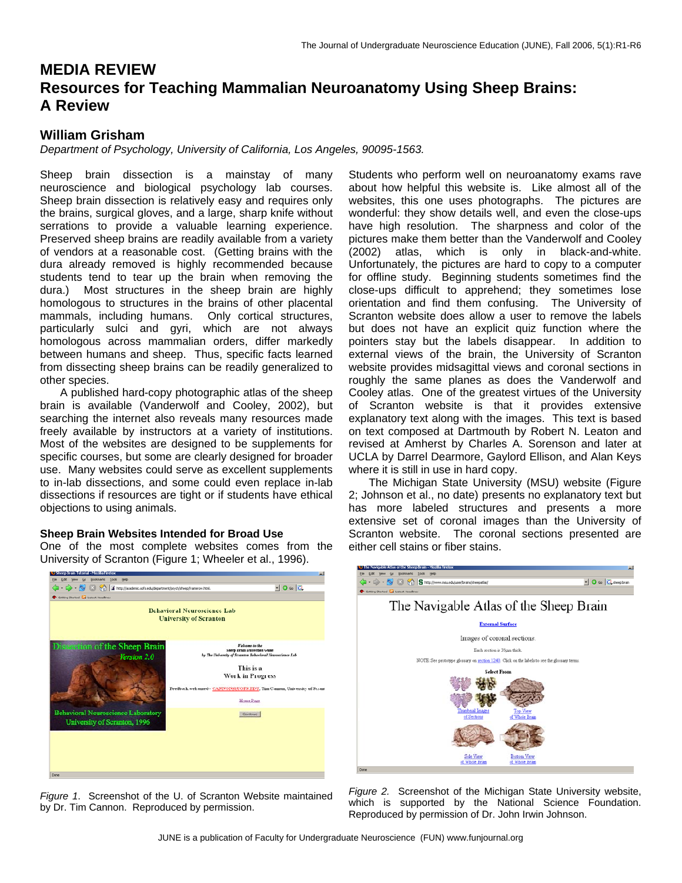# MEDIA REVIEW
# Resources for Teaching Mammalian Neuroanatomy Using Sheep Brains: A Review

## William Grisham

*Department of Psychology, University of California, Los Angeles, 90095-1563.*

Sheep brain dissection is a mainstay of many neuroscience and biological psychology lab courses. Sheep brain dissection is relatively easy and requires only the brains, surgical gloves, and a large, sharp knife without serrations to provide a valuable learning experience. Preserved sheep brains are readily available from a variety of vendors at a reasonable cost. (Getting brains with the dura already removed is highly recommended because students tend to tear up the brain when removing the dura.) Most structures in the sheep brain are highly homologous to structures in the brains of other placental mammals, including humans. Only cortical structures, particularly sulci and gyri, which are not always homologous across mammalian orders, differ markedly between humans and sheep. Thus, specific facts learned from dissecting sheep brains can be readily generalized to other species.

A published hard-copy photographic atlas of the sheep brain is available (Vanderwolf and Cooley, 2002), but searching the internet also reveals many resources made freely available by instructors at a variety of institutions. Most of the websites are designed to be supplements for specific courses, but some are clearly designed for broader use. Many websites could serve as excellent supplements to in-lab dissections, and some could even replace in-lab dissections if resources are tight or if students have ethical objections to using animals.

### Sheep Brain Websites Intended for Broad Use

One of the most complete websites comes from the University of Scranton (Figure 1; Wheeler et al., 1996).

*Figure 1.* Screenshot of the U. of Scranton Website maintained by Dr. Tim Cannon. Reproduced by permission.

Students who perform well on neuroanatomy exams rave about how helpful this website is. Like almost all of the websites, this one uses photographs. The pictures are wonderful: they show details well, and even the close-ups have high resolution. The sharpness and color of the pictures make them better than the Vanderwolf and Cooley (2002) atlas, which is only in black-and-white. Unfortunately, the pictures are hard to copy to a computer for offline study. Beginning students sometimes find the close-ups difficult to apprehend; they sometimes lose orientation and find them confusing. The University of Scranton website does allow a user to remove the labels but does not have an explicit quiz function where the pointers stay but the labels disappear. In addition to external views of the brain, the University of Scranton website provides midsagittal views and coronal sections in roughly the same planes as does the Vanderwolf and Cooley atlas. One of the greatest virtues of the University of Scranton website is that it provides extensive explanatory text along with the images. This text is based on text composed at Dartmouth by Robert N. Leaton and revised at Amherst by Charles A. Sorenson and later at UCLA by Darrel Dearmore, Gaylord Ellison, and Alan Keys where it is still in use in hard copy.

The Michigan State University (MSU) website (Figure 2; Johnson et al., no date) presents no explanatory text but has more labeled structures and presents a more extensive set of coronal images than the University of Scranton website. The coronal sections presented are either cell stains or fiber stains.

*Figure 2.* Screenshot of the Michigan State University website, which is supported by the National Science Foundation. Reproduced by permission of Dr. John Irwin Johnson.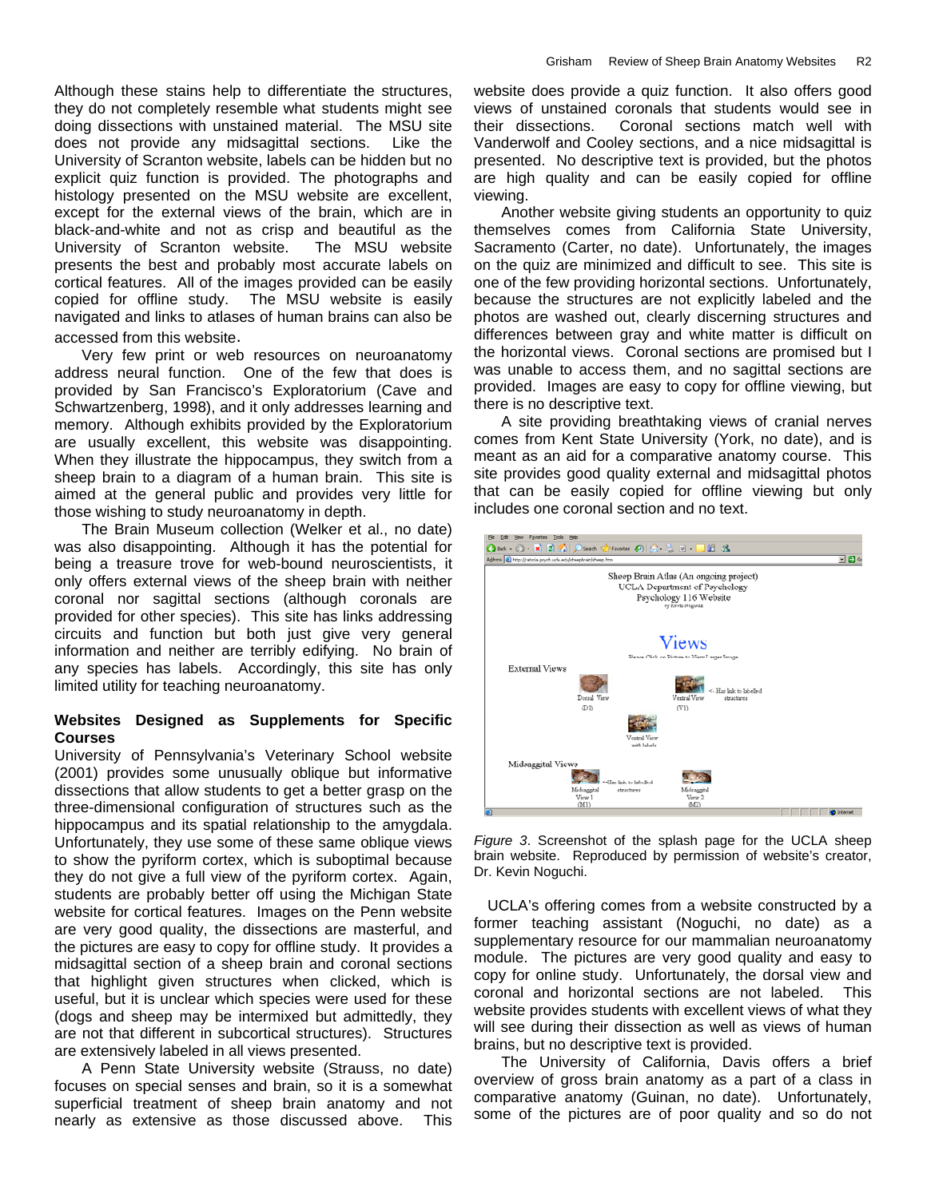Although these stains help to differentiate the structures, they do not completely resemble what students might see doing dissections with unstained material. The MSU site does not provide any midsagittal sections. Like the University of Scranton website, labels can be hidden but no explicit quiz function is provided. The photographs and histology presented on the MSU website are excellent, except for the external views of the brain, which are in black-and-white and not as crisp and beautiful as the University of Scranton website. The MSU website presents the best and probably most accurate labels on cortical features. All of the images provided can be easily copied for offline study. The MSU website is easily navigated and links to atlases of human brains can also be accessed from this website.

Very few print or web resources on neuroanatomy address neural function. One of the few that does is provided by San Francisco's Exploratorium (Cave and Schwartzenberg, 1998), and it only addresses learning and memory. Although exhibits provided by the Exploratorium are usually excellent, this website was disappointing. When they illustrate the hippocampus, they switch from a sheep brain to a diagram of a human brain. This site is aimed at the general public and provides very little for those wishing to study neuroanatomy in depth.

The Brain Museum collection (Welker et al., no date) was also disappointing. Although it has the potential for being a treasure trove for web-bound neuroscientists, it only offers external views of the sheep brain with neither coronal nor sagittal sections (although coronals are provided for other species). This site has links addressing circuits and function but both just give very general information and neither are terribly edifying. No brain of any species has labels. Accordingly, this site has only limited utility for teaching neuroanatomy.

**Websites Designed as Supplements for Specific Courses**

University of Pennsylvania's Veterinary School website (2001) provides some unusually oblique but informative dissections that allow students to get a better grasp on the three-dimensional configuration of structures such as the hippocampus and its spatial relationship to the amygdala. Unfortunately, they use some of these same oblique views to show the pyriform cortex, which is suboptimal because they do not give a full view of the pyriform cortex. Again, students are probably better off using the Michigan State website for cortical features. Images on the Penn website are very good quality, the dissections are masterful, and the pictures are easy to copy for offline study. It provides a midsagittal section of a sheep brain and coronal sections that highlight given structures when clicked, which is useful, but it is unclear which species were used for these (dogs and sheep may be intermixed but admittedly, they are not that different in subcortical structures). Structures are extensively labeled in all views presented.

A Penn State University website (Strauss, no date) focuses on special senses and brain, so it is a somewhat superficial treatment of sheep brain anatomy and not nearly as extensive as those discussed above. This website does provide a quiz function. It also offers good views of unstained coronals that students would see in their dissections. Coronal sections match well with Vanderwolf and Cooley sections, and a nice midsagittal is presented. No descriptive text is provided, but the photos are high quality and can be easily copied for offline viewing.

Another website giving students an opportunity to quiz themselves comes from California State University, Sacramento (Carter, no date). Unfortunately, the images on the quiz are minimized and difficult to see. This site is one of the few providing horizontal sections. Unfortunately, because the structures are not explicitly labeled and the photos are washed out, clearly discerning structures and differences between gray and white matter is difficult on the horizontal views. Coronal sections are promised but I was unable to access them, and no sagittal sections are provided. Images are easy to copy for offline viewing, but there is no descriptive text.

A site providing breathtaking views of cranial nerves comes from Kent State University (York, no date), and is meant as an aid for a comparative anatomy course. This site provides good quality external and midsagittal photos that can be easily copied for offline viewing but only includes one coronal section and no text.

*Figure 3.* Screenshot of the splash page for the UCLA sheep brain website. Reproduced by permission of website's creator, Dr. Kevin Noguchi.

UCLA's offering comes from a website constructed by a former teaching assistant (Noguchi, no date) as a supplementary resource for our mammalian neuroanatomy module. The pictures are very good quality and easy to copy for online study. Unfortunately, the dorsal view and coronal and horizontal sections are not labeled. This website provides students with excellent views of what they will see during their dissection as well as views of human brains, but no descriptive text is provided.

The University of California, Davis offers a brief overview of gross brain anatomy as a part of a class in comparative anatomy (Guinan, no date). Unfortunately, some of the pictures are of poor quality and so do not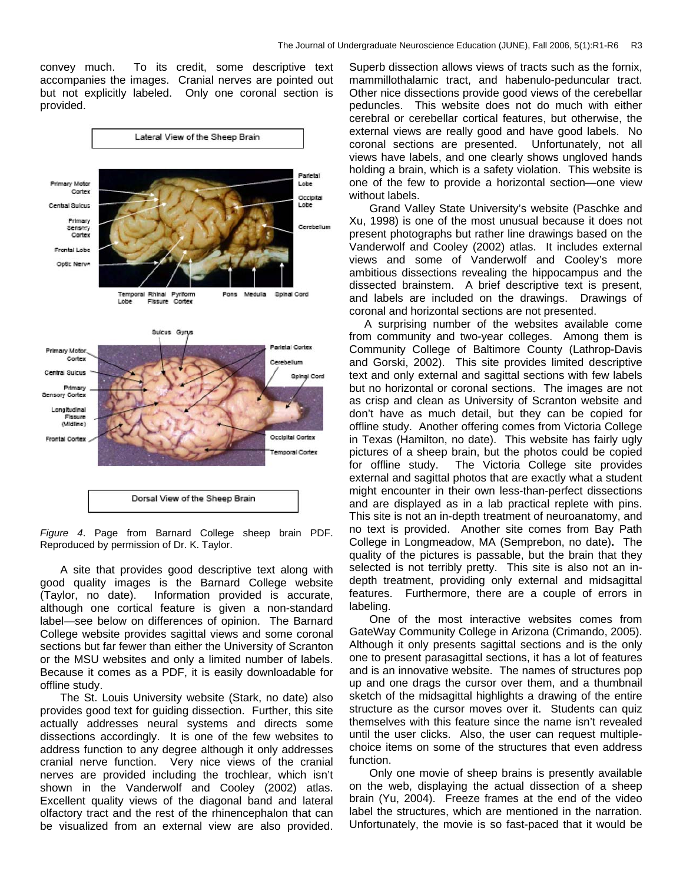convey much. To its credit, some descriptive text accompanies the images. Cranial nerves are pointed out but not explicitly labeled. Only one coronal section is provided.

*Figure 4*. Page from Barnard College sheep brain PDF. Reproduced by permission of Dr. K. Taylor.

A site that provides good descriptive text along with good quality images is the Barnard College website (Taylor, no date). Information provided is accurate, although one cortical feature is given a non-standard label—see below on differences of opinion. The Barnard College website provides sagittal views and some coronal sections but far fewer than either the University of Scranton or the MSU websites and only a limited number of labels. Because it comes as a PDF, it is easily downloadable for offline study.

The St. Louis University website (Stark, no date) also provides good text for guiding dissection. Further, this site actually addresses neural systems and directs some dissections accordingly. It is one of the few websites to address function to any degree although it only addresses cranial nerve function. Very nice views of the cranial nerves are provided including the trochlear, which isn't shown in the Vanderwolf and Cooley (2002) atlas. Excellent quality views of the diagonal band and lateral olfactory tract and the rest of the rhinencephalon that can be visualized from an external view are also provided. Superb dissection allows views of tracts such as the fornix, mammillothalamic tract, and habenulo-peduncular tract. Other nice dissections provide good views of the cerebellar peduncles. This website does not do much with either cerebral or cerebellar cortical features, but otherwise, the external views are really good and have good labels. No coronal sections are presented. Unfortunately, not all views have labels, and one clearly shows ungloved hands holding a brain, which is a safety violation. This website is one of the few to provide a horizontal section—one view without labels.

Grand Valley State University's website (Paschke and Xu, 1998) is one of the most unusual because it does not present photographs but rather line drawings based on the Vanderwolf and Cooley (2002) atlas. It includes external views and some of Vanderwolf and Cooley's more ambitious dissections revealing the hippocampus and the dissected brainstem. A brief descriptive text is present, and labels are included on the drawings. Drawings of coronal and horizontal sections are not presented.

A surprising number of the websites available come from community and two-year colleges. Among them is Community College of Baltimore County (Lathrop-Davis and Gorski, 2002). This site provides limited descriptive text and only external and sagittal sections with few labels but no horizontal or coronal sections. The images are not as crisp and clean as University of Scranton website and don't have as much detail, but they can be copied for offline study. Another offering comes from Victoria College in Texas (Hamilton, no date). This website has fairly ugly pictures of a sheep brain, but the photos could be copied for offline study. The Victoria College site provides external and sagittal photos that are exactly what a student might encounter in their own less-than-perfect dissections and are displayed as in a lab practical replete with pins. This site is not an in-depth treatment of neuroanatomy, and no text is provided. Another site comes from Bay Path College in Longmeadow, MA (Semprebon, no date). The quality of the pictures is passable, but the brain that they selected is not terribly pretty. This site is also not an in-depth treatment, providing only external and midsagittal features. Furthermore, there are a couple of errors in labeling.

One of the most interactive websites comes from GateWay Community College in Arizona (Crimando, 2005). Although it only presents sagittal sections and is the only one to present parasagittal sections, it has a lot of features and is an innovative website. The names of structures pop up and one drags the cursor over them, and a thumbnail sketch of the midsagittal highlights a drawing of the entire structure as the cursor moves over it. Students can quiz themselves with this feature since the name isn't revealed until the user clicks. Also, the user can request multiple-choice items on some of the structures that even address function.

Only one movie of sheep brains is presently available on the web, displaying the actual dissection of a sheep brain (Yu, 2004). Freeze frames at the end of the video label the structures, which are mentioned in the narration. Unfortunately, the movie is so fast-paced that it would be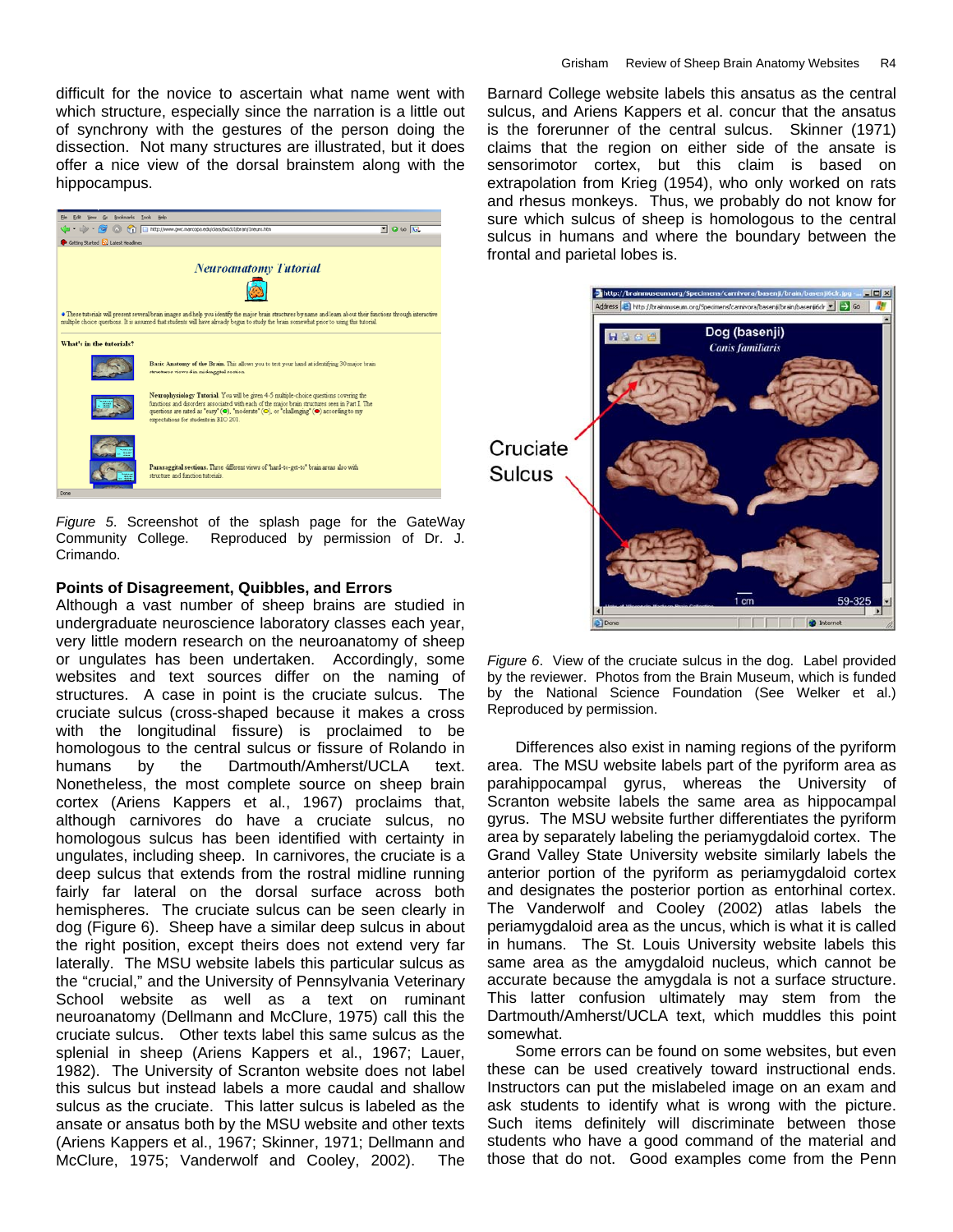difficult for the novice to ascertain what name went with which structure, especially since the narration is a little out of synchrony with the gestures of the person doing the dissection. Not many structures are illustrated, but it does offer a nice view of the dorsal brainstem along with the hippocampus.

*Figure 5*. Screenshot of the splash page for the GateWay Community College. Reproduced by permission of Dr. J. Crimando.

**Points of Disagreement, Quibbles, and Errors**

Although a vast number of sheep brains are studied in undergraduate neuroscience laboratory classes each year, very little modern research on the neuroanatomy of sheep or ungulates has been undertaken. Accordingly, some websites and text sources differ on the naming of structures. A case in point is the cruciate sulcus. The cruciate sulcus (cross-shaped because it makes a cross with the longitudinal fissure) is proclaimed to be homologous to the central sulcus or fissure of Rolando in humans by the Dartmouth/Amherst/UCLA text. Nonetheless, the most complete source on sheep brain cortex (Ariens Kappers et al., 1967) proclaims that, although carnivores do have a cruciate sulcus, no homologous sulcus has been identified with certainty in ungulates, including sheep. In carnivores, the cruciate is a deep sulcus that extends from the rostral midline running fairly far lateral on the dorsal surface across both hemispheres. The cruciate sulcus can be seen clearly in dog (Figure 6). Sheep have a similar deep sulcus in about the right position, except theirs does not extend very far laterally. The MSU website labels this particular sulcus as the "crucial," and the University of Pennsylvania Veterinary School website as well as a text on ruminant neuroanatomy (Dellmann and McClure, 1975) call this the cruciate sulcus. Other texts label this same sulcus as the splenial in sheep (Ariens Kappers et al., 1967; Lauer, 1982). The University of Scranton website does not label this sulcus but instead labels a more caudal and shallow sulcus as the cruciate. This latter sulcus is labeled as the ansate or ansatus both by the MSU website and other texts (Ariens Kappers et al., 1967; Skinner, 1971; Dellmann and McClure, 1975; Vanderwolf and Cooley, 2002). The Barnard College website labels this ansatus as the central sulcus, and Ariens Kappers et al. concur that the ansatus is the forerunner of the central sulcus. Skinner (1971) claims that the region on either side of the ansate is sensorimotor cortex, but this claim is based on extrapolation from Krieg (1954), who only worked on rats and rhesus monkeys. Thus, we probably do not know for sure which sulcus of sheep is homologous to the central sulcus in humans and where the boundary between the frontal and parietal lobes is.

*Figure 6*. View of the cruciate sulcus in the dog. Label provided by the reviewer. Photos from the Brain Museum, which is funded by the National Science Foundation (See Welker et al.) Reproduced by permission.

Differences also exist in naming regions of the pyriform area. The MSU website labels part of the pyriform area as parahippocampal gyrus, whereas the University of Scranton website labels the same area as hippocampal gyrus. The MSU website further differentiates the pyriform area by separately labeling the periamygdaloid cortex. The Grand Valley State University website similarly labels the anterior portion of the pyriform as periamygdaloid cortex and designates the posterior portion as entorhinal cortex. The Vanderwolf and Cooley (2002) atlas labels the periamygdaloid area as the uncus, which is what it is called in humans. The St. Louis University website labels this same area as the amygdaloid nucleus, which cannot be accurate because the amygdala is not a surface structure. This latter confusion ultimately may stem from the Dartmouth/Amherst/UCLA text, which muddles this point somewhat.

Some errors can be found on some websites, but even these can be used creatively toward instructional ends. Instructors can put the mislabeled image on an exam and ask students to identify what is wrong with the picture. Such items definitely will discriminate between those students who have a good command of the material and those that do not. Good examples come from the Penn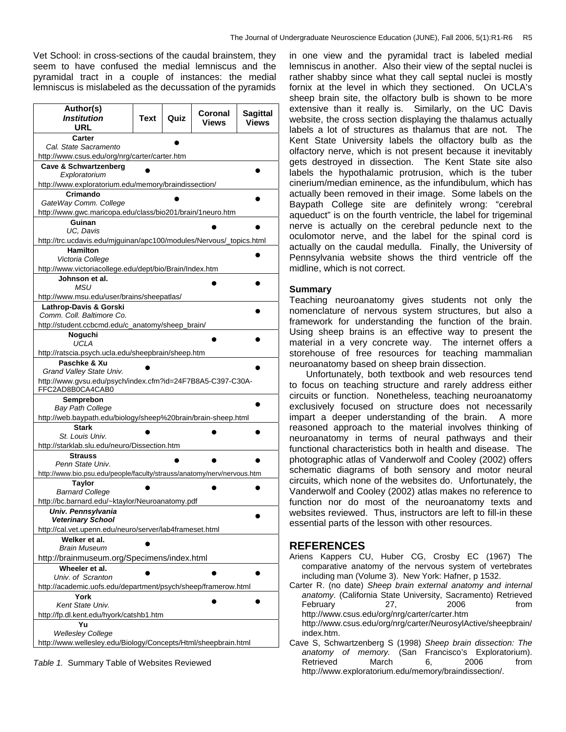Vet School: in cross-sections of the caudal brainstem, they seem to have confused the medial lemniscus and the pyramidal tract in a couple of instances: the medial lemniscus is mislabeled as the decussation of the pyramids in one view and the pyramidal tract is labeled medial lemniscus in another. Also their view of the septal nuclei is rather shabby since what they call septal nuclei is mostly fornix at the level in which they sectioned. On UCLA's sheep brain site, the olfactory bulb is shown to be more extensive than it really is. Similarly, on the UC Davis website, the cross section displaying the thalamus actually labels a lot of structures as thalamus that are not. The Kent State University labels the olfactory bulb as the olfactory nerve, which is not present because it inevitably gets destroyed in dissection. The Kent State site also labels the hypothalamic protrusion, which is the tuber cinerium/median eminence, as the infundibulum, which has actually been removed in their image. Some labels on the Baypath College site are definitely wrong: "cerebral aqueduct" is on the fourth ventricle, the label for trigeminal nerve is actually on the cerebral peduncle next to the oculomotor nerve, and the label for the spinal cord is actually on the caudal medulla. Finally, the University of Pennsylvania website shows the third ventricle off the midline, which is not correct.

| Author(s) / *Institution* / URL | Text | Quiz | Coronal Views | Sagittal Views |
|---|---|---|---|---|
| **Carter** / *Cal. State Sacramento* / http://www.csus.edu/org/nrg/carter/carter.htm | | ● | | |
| **Cave & Schwartzenberg** / *Exploratorium* / http://www.exploratorium.edu/memory/braindissection/ | ● | | | ● |
| **Crimando** / *GateWay Comm. College* / http://www.gwc.maricopa.edu/class/bio201/brain/1neuro.htm | | ● | | ● |
| **Guinan** / *UC, Davis* / http://trc.ucdavis.edu/mjguinan/apc100/modules/Nervous/_topics.html | | | ● | ● |
| **Hamilton** / *Victoria College* / http://www.victoriacollege.edu/dept/bio/Brain/Index.htm | | | | ● |
| **Johnson et al.** / *MSU* / http://www.msu.edu/user/brains/sheepatlas/ | | | ● | ● |
| **Lathrop-Davis & Gorski** / *Comm. Coll. Baltimore Co.* / http://student.ccbcmd.edu/c_anatomy/sheep_brain/ | | | | ● |
| **Noguchi** / *UCLA* / http://ratscia.psych.ucla.edu/sheepbrain/sheep.htm | | | ● | ● |
| **Paschke & Xu** / *Grand Valley State Univ.* / http://www.gvsu.edu/psych/index.cfm?id=24F7B8A5-C397-C30A-FFC2AD8B0CA4CAB0 | ● | | | ● |
| **Semprebon** / *Bay Path College* / http://web.baypath.edu/biology/sheep%20brain/brain-sheep.html | | | | ● |
| **Stark** / *St. Louis Univ.* / http://starklab.slu.edu/neuro/Dissection.htm | ● | | ● | ● |
| **Strauss** / *Penn State Univ.* / http://www.bio.psu.edu/people/faculty/strauss/anatomy/nerv/nervous.htm | | ● | ● | ● |
| **Taylor** / *Barnard College* / http://bc.barnard.edu/~ktaylor/Neuroanatomy.pdf | ● | | ● | ● |
| ***Univ. Pennsylvania Veterinary School*** / http://cal.vet.upenn.edu/neuro/server/lab4frameset.html | | | | ● |
| **Welker et al.** / *Brain Museum* / http://brainmuseum.org/Specimens/index.html | ● | | | |
| **Wheeler et al.** / *Univ. of Scranton* / http://academic.uofs.edu/department/psych/sheep/framerow.html | ● | | ● | ● |
| **York** / *Kent State Univ.* / http://fp.dl.kent.edu/hyork/catshb1.htm | | | ● | ● |
| **Yu** / *Wellesley College* / http://www.wellesley.edu/Biology/Concepts/Html/sheepbrain.html | | | | |

*Table 1.* Summary Table of Websites Reviewed

## Summary

Teaching neuroanatomy gives students not only the nomenclature of nervous system structures, but also a framework for understanding the function of the brain. Using sheep brains is an effective way to present the material in a very concrete way. The internet offers a storehouse of free resources for teaching mammalian neuroanatomy based on sheep brain dissection.

Unfortunately, both textbook and web resources tend to focus on teaching structure and rarely address either circuits or function. Nonetheless, teaching neuroanatomy exclusively focused on structure does not necessarily impart a deeper understanding of the brain. A more reasoned approach to the material involves thinking of neuroanatomy in terms of neural pathways and their functional characteristics both in health and disease. The photographic atlas of Vanderwolf and Cooley (2002) offers schematic diagrams of both sensory and motor neural circuits, which none of the websites do. Unfortunately, the Vanderwolf and Cooley (2002) atlas makes no reference to function nor do most of the neuroanatomy texts and websites reviewed. Thus, instructors are left to fill-in these essential parts of the lesson with other resources.

## REFERENCES

Ariens Kappers CU, Huber CG, Crosby EC (1967) The comparative anatomy of the nervous system of vertebrates including man (Volume 3). New York: Hafner, p 1532.

Carter R. (no date) *Sheep brain external anatomy and internal anatomy.* (California State University, Sacramento) Retrieved February 27, 2006 from http://www.csus.edu/org/nrg/carter/carter.htm http://www.csus.edu/org/nrg/carter/NeurosylActive/sheepbrain/index.htm.

Cave S, Schwartzenberg S (1998) *Sheep brain dissection: The anatomy of memory.* (San Francisco's Exploratorium). Retrieved March 6, 2006 from http://www.exploratorium.edu/memory/braindissection/.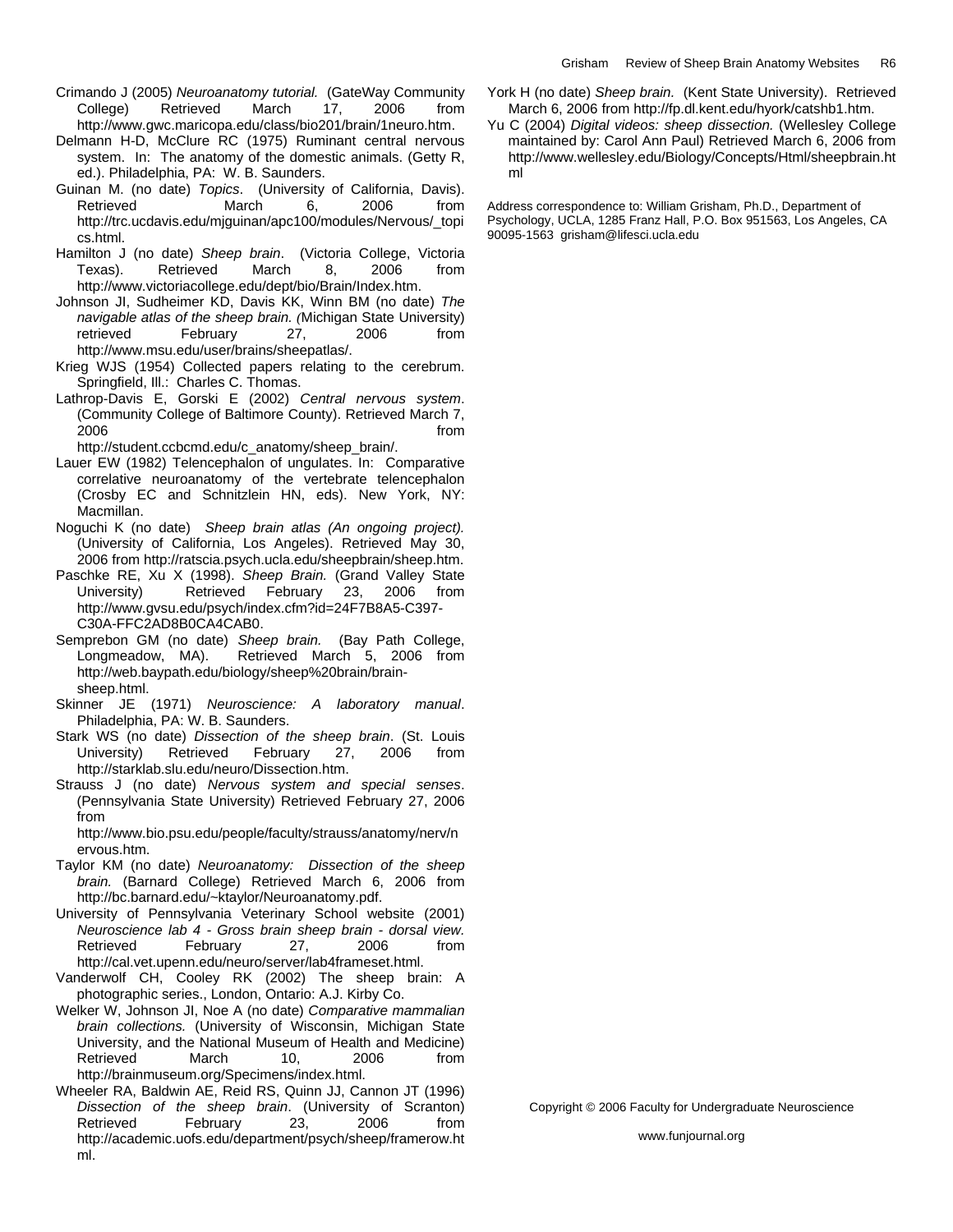Crimando J (2005) *Neuroanatomy tutorial.* (GateWay Community College) Retrieved March 17, 2006 from http://www.gwc.maricopa.edu/class/bio201/brain/1neuro.htm.

Delmann H-D, McClure RC (1975) Ruminant central nervous system. In: The anatomy of the domestic animals. (Getty R, ed.). Philadelphia, PA: W. B. Saunders.

Guinan M. (no date) *Topics*. (University of California, Davis). Retrieved March 6, 2006 from http://trc.ucdavis.edu/mjguinan/apc100/modules/Nervous/_topics.html.

Hamilton J (no date) *Sheep brain*. (Victoria College, Victoria Texas). Retrieved March 8, 2006 from http://www.victoriacollege.edu/dept/bio/Brain/Index.htm.

Johnson JI, Sudheimer KD, Davis KK, Winn BM (no date) *The navigable atlas of the sheep brain.* (Michigan State University) retrieved February 27, 2006 from http://www.msu.edu/user/brains/sheepatlas/.

Krieg WJS (1954) Collected papers relating to the cerebrum. Springfield, Ill.: Charles C. Thomas.

Lathrop-Davis E, Gorski E (2002) *Central nervous system*. (Community College of Baltimore County). Retrieved March 7, 2006 from http://student.ccbcmd.edu/c_anatomy/sheep_brain/.

Lauer EW (1982) Telencephalon of ungulates. In: Comparative correlative neuroanatomy of the vertebrate telencephalon (Crosby EC and Schnitzlein HN, eds). New York, NY: Macmillan.

Noguchi K (no date) *Sheep brain atlas (An ongoing project).* (University of California, Los Angeles). Retrieved May 30, 2006 from http://ratscia.psych.ucla.edu/sheepbrain/sheep.htm.

Paschke RE, Xu X (1998). *Sheep Brain.* (Grand Valley State University) Retrieved February 23, 2006 from http://www.gvsu.edu/psych/index.cfm?id=24F7B8A5-C397-C30A-FFC2AD8B0CA4CAB0.

Semprebon GM (no date) *Sheep brain.* (Bay Path College, Longmeadow, MA). Retrieved March 5, 2006 from http://web.baypath.edu/biology/sheep%20brain/brain-sheep.html.

Skinner JE (1971) *Neuroscience: A laboratory manual*. Philadelphia, PA: W. B. Saunders.

Stark WS (no date) *Dissection of the sheep brain*. (St. Louis University) Retrieved February 27, 2006 from http://starklab.slu.edu/neuro/Dissection.htm.

Strauss J (no date) *Nervous system and special senses*. (Pennsylvania State University) Retrieved February 27, 2006 from http://www.bio.psu.edu/people/faculty/strauss/anatomy/nerv/nervous.htm.

Taylor KM (no date) *Neuroanatomy: Dissection of the sheep brain.* (Barnard College) Retrieved March 6, 2006 from http://bc.barnard.edu/~ktaylor/Neuroanatomy.pdf.

University of Pennsylvania Veterinary School website (2001) *Neuroscience lab 4 - Gross brain sheep brain - dorsal view.* Retrieved February 27, 2006 from http://cal.vet.upenn.edu/neuro/server/lab4frameset.html.

Vanderwolf CH, Cooley RK (2002) The sheep brain: A photographic series., London, Ontario: A.J. Kirby Co.

Welker W, Johnson JI, Noe A (no date) *Comparative mammalian brain collections.* (University of Wisconsin, Michigan State University, and the National Museum of Health and Medicine) Retrieved March 10, 2006 from http://brainmuseum.org/Specimens/index.html.

Wheeler RA, Baldwin AE, Reid RS, Quinn JJ, Cannon JT (1996) *Dissection of the sheep brain*. (University of Scranton) Retrieved February 23, 2006 from http://academic.uofs.edu/department/psych/sheep/framerow.html.

York H (no date) *Sheep brain.* (Kent State University). Retrieved March 6, 2006 from http://fp.dl.kent.edu/hyork/catshb1.htm.

Yu C (2004) *Digital videos: sheep dissection.* (Wellesley College maintained by: Carol Ann Paul) Retrieved March 6, 2006 from http://www.wellesley.edu/Biology/Concepts/Html/sheepbrain.html

Address correspondence to: William Grisham, Ph.D., Department of Psychology, UCLA, 1285 Franz Hall, P.O. Box 951563, Los Angeles, CA 90095-1563 grisham@lifesci.ucla.edu

Copyright © 2006 Faculty for Undergraduate Neuroscience

www.funjournal.org